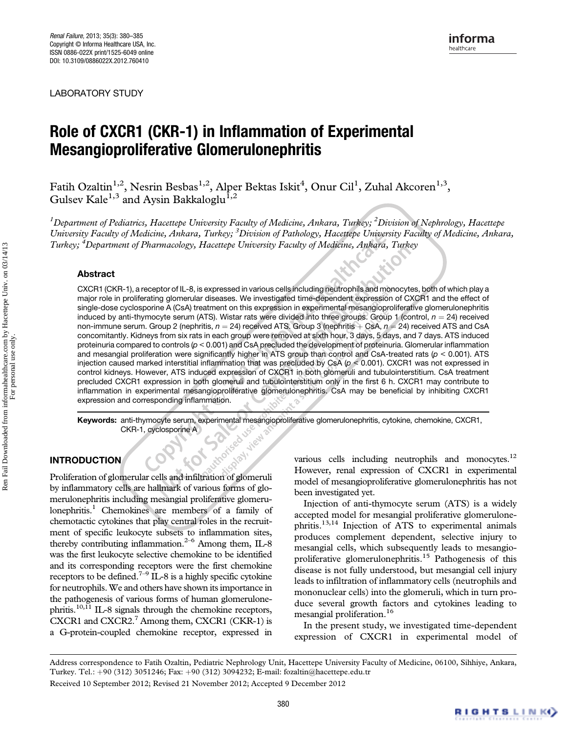LABORATORY STUDY

# Role of CXCR1 (CKR-1) in Inflammation of Experimental Mesangioproliferative Glomerulonephritis

Fatih Ozaltin[1,2], Nesrin Besbas[1,2], Alper Bektas Iskit[4], Onur Cil[1], Zuhal Akcoren[1,3], Gulsev Kale[1,3] and Aysin Bakkaloglu[1,2]

*[1]Department of Pediatrics, Hacettepe University Faculty of Medicine, Ankara, Turkey; [2]Division of Nephrology, Hacettepe University Faculty of Medicine, Ankara, Turkey; [3]Division of Pathology, Hacettepe University Faculty of Medicine, Ankara, Turkey; [4]Department of Pharmacology, Hacettepe University Faculty of Medicine, Ankara, Turkey*

## Abstract

CXCR1 (CKR-1), a receptor of IL-8, is expressed in various cells including neutrophils and monocytes, both of which play a major role in proliferating glomerular diseases. We investigated time-dependent expression of CXCR1 and the effect of single-dose cyclosporine A (CsA) treatment on this expression in experimental mesangioproliferative glomerulonephritis induced by anti-thymocyte serum (ATS). Wistar rats were divided into three groups. Group 1 (control, $n = 24$) received non-immune serum. Group 2 (nephritis, $n = 24$) received ATS. Group 3 (nephritis + CsA, $n = 24$) received ATS and CsA concomitantly. Kidneys from six rats in each group were removed at sixth hour, 3 days, 5 days, and 7 days. ATS induced proteinuria compared to controls ($p < 0.001$) and CsA precluded the development of proteinuria. Glomerular inflammation and mesangial proliferation were significantly higher in ATS group than control and CsA-treated rats ($p < 0.001$). ATS injection caused marked interstitial inflammation that was precluded by CsA ($p < 0.001$). CXCR1 was not expressed in control kidneys. However, ATS induced expression of CXCR1 in both glomeruli and tubulointerstitium. CsA treatment precluded CXCR1 expression in both glomeruli and tubulointerstitium only in the first 6 h. CXCR1 may contribute to inflammation in experimental mesangioproliferative glomerulonephritis. CsA may be beneficial by inhibiting CXCR1 expression and corresponding inflammation.

**Keywords:** anti-thymocyte serum, experimental mesangioproliferative glomerulonephritis, cytokine, chemokine, CXCR1, CKR-1, cyclosporine A

## INTRODUCTION

Proliferation of glomerular cells and infiltration of glomeruli by inflammatory cells are hallmark of various forms of glomerulonephritis including mesangial proliferative glomerulonephritis.[1] Chemokines are members of a family of chemotactic cytokines that play central roles in the recruitment of specific leukocyte subsets to inflammation sites, thereby contributing inflammation.[2–6] Among them, IL-8 was the first leukocyte selective chemokine to be identified and its corresponding receptors were the first chemokine receptors to be defined.[7–9] IL-8 is a highly specific cytokine for neutrophils. We and others have shown its importance in the pathogenesis of various forms of human glomerulonephritis.[10,11] IL-8 signals through the chemokine receptors, CXCR1 and CXCR2.[7] Among them, CXCR1 (CKR-1) is a G-protein-coupled chemokine receptor, expressed in various cells including neutrophils and monocytes.[12] However, renal expression of CXCR1 in experimental model of mesangioproliferative glomerulonephritis has not been investigated yet.

Injection of anti-thymocyte serum (ATS) is a widely accepted model for mesangial proliferative glomerulonephritis.[13,14] Injection of ATS to experimental animals produces complement dependent, selective injury to mesangial cells, which subsequently leads to mesangioproliferative glomerulonephritis.[15] Pathogenesis of this disease is not fully understood, but mesangial cell injury leads to infiltration of inflammatory cells (neutrophils and mononuclear cells) into the glomeruli, which in turn produce several growth factors and cytokines leading to mesangial proliferation.[16]

In the present study, we investigated time-dependent expression of CXCR1 in experimental model of

Address correspondence to Fatih Ozaltin, Pediatric Nephrology Unit, Hacettepe University Faculty of Medicine, 06100, Sihhiye, Ankara, Turkey. Tel.: +90 (312) 3051246; Fax: +90 (312) 3094232; E-mail: fozaltin@hacettepe.edu.tr

Received 10 September 2012; Revised 21 November 2012; Accepted 9 December 2012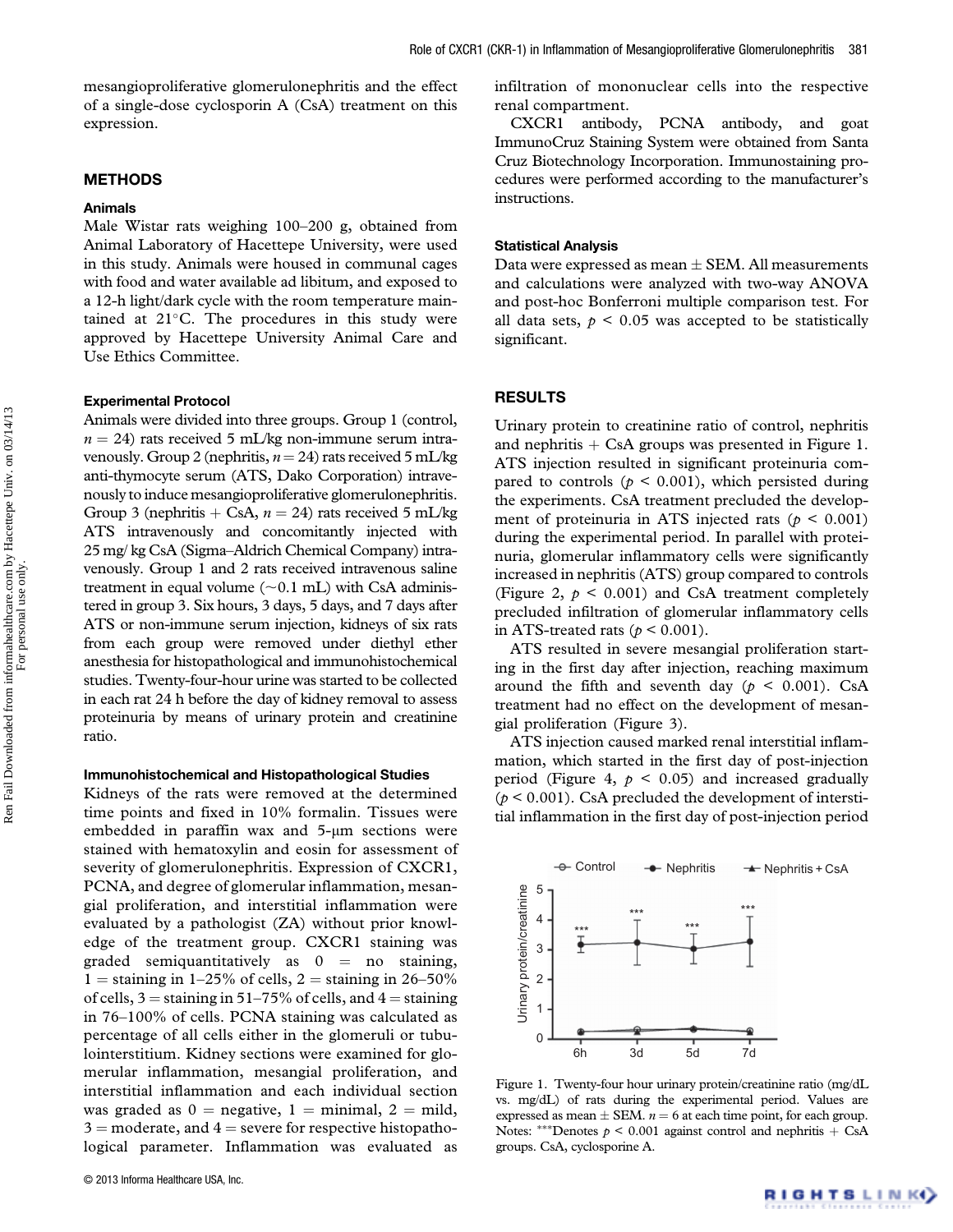mesangioproliferative glomerulonephritis and the effect of a single-dose cyclosporin A (CsA) treatment on this expression.

## METHODS

### Animals

Male Wistar rats weighing 100–200 g, obtained from Animal Laboratory of Hacettepe University, were used in this study. Animals were housed in communal cages with food and water available ad libitum, and exposed to a 12-h light/dark cycle with the room temperature maintained at 21°C. The procedures in this study were approved by Hacettepe University Animal Care and Use Ethics Committee.

### Experimental Protocol

Animals were divided into three groups. Group 1 (control, $n = 24$) rats received 5 mL/kg non-immune serum intravenously. Group 2 (nephritis, $n = 24$) rats received 5 mL/kg anti-thymocyte serum (ATS, Dako Corporation) intravenously to induce mesangioproliferative glomerulonephritis. Group 3 (nephritis + CsA, $n = 24$) rats received 5 mL/kg ATS intravenously and concomitantly injected with 25 mg/ kg CsA (Sigma–Aldrich Chemical Company) intravenously. Group 1 and 2 rats received intravenous saline treatment in equal volume (~0.1 mL) with CsA administered in group 3. Six hours, 3 days, 5 days, and 7 days after ATS or non-immune serum injection, kidneys of six rats from each group were removed under diethyl ether anesthesia for histopathological and immunohistochemical studies. Twenty-four-hour urine was started to be collected in each rat 24 h before the day of kidney removal to assess proteinuria by means of urinary protein and creatinine ratio.

### Immunohistochemical and Histopathological Studies

Kidneys of the rats were removed at the determined time points and fixed in 10% formalin. Tissues were embedded in paraffin wax and 5-μm sections were stained with hematoxylin and eosin for assessment of severity of glomerulonephritis. Expression of CXCR1, PCNA, and degree of glomerular inflammation, mesangial proliferation, and interstitial inflammation were evaluated by a pathologist (ZA) without prior knowledge of the treatment group. CXCR1 staining was graded semiquantitatively as 0 = no staining, 1 = staining in 1–25% of cells, 2 = staining in 26–50% of cells, 3 = staining in 51–75% of cells, and 4 = staining in 76–100% of cells. PCNA staining was calculated as percentage of all cells either in the glomeruli or tubulointerstitium. Kidney sections were examined for glomerular inflammation, mesangial proliferation, and interstitial inflammation and each individual section was graded as 0 = negative, 1 = minimal, 2 = mild, 3 = moderate, and 4 = severe for respective histopathological parameter. Inflammation was evaluated as infiltration of mononuclear cells into the respective renal compartment.

CXCR1 antibody, PCNA antibody, and goat ImmunoCruz Staining System were obtained from Santa Cruz Biotechnology Incorporation. Immunostaining procedures were performed according to the manufacturer's instructions.

### Statistical Analysis

Data were expressed as mean ± SEM. All measurements and calculations were analyzed with two-way ANOVA and post-hoc Bonferroni multiple comparison test. For all data sets, $p < 0.05$ was accepted to be statistically significant.

## RESULTS

Urinary protein to creatinine ratio of control, nephritis and nephritis + CsA groups was presented in Figure 1. ATS injection resulted in significant proteinuria compared to controls ($p < 0.001$), which persisted during the experiments. CsA treatment precluded the development of proteinuria in ATS injected rats ($p < 0.001$) during the experimental period. In parallel with proteinuria, glomerular inflammatory cells were significantly increased in nephritis (ATS) group compared to controls (Figure 2, $p < 0.001$) and CsA treatment completely precluded infiltration of glomerular inflammatory cells in ATS-treated rats ($p < 0.001$).

ATS resulted in severe mesangial proliferation starting in the first day after injection, reaching maximum around the fifth and seventh day ($p < 0.001$). CsA treatment had no effect on the development of mesangial proliferation (Figure 3).

ATS injection caused marked renal interstitial inflammation, which started in the first day of post-injection period (Figure 4, $p < 0.05$) and increased gradually ($p < 0.001$). CsA precluded the development of interstitial inflammation in the first day of post-injection period

Figure 1. Twenty-four hour urinary protein/creatinine ratio (mg/dL vs. mg/dL) of rats during the experimental period. Values are expressed as mean ± SEM. $n = 6$ at each time point, for each group. Notes: ***Denotes $p < 0.001$ against control and nephritis + CsA groups. CsA, cyclosporine A.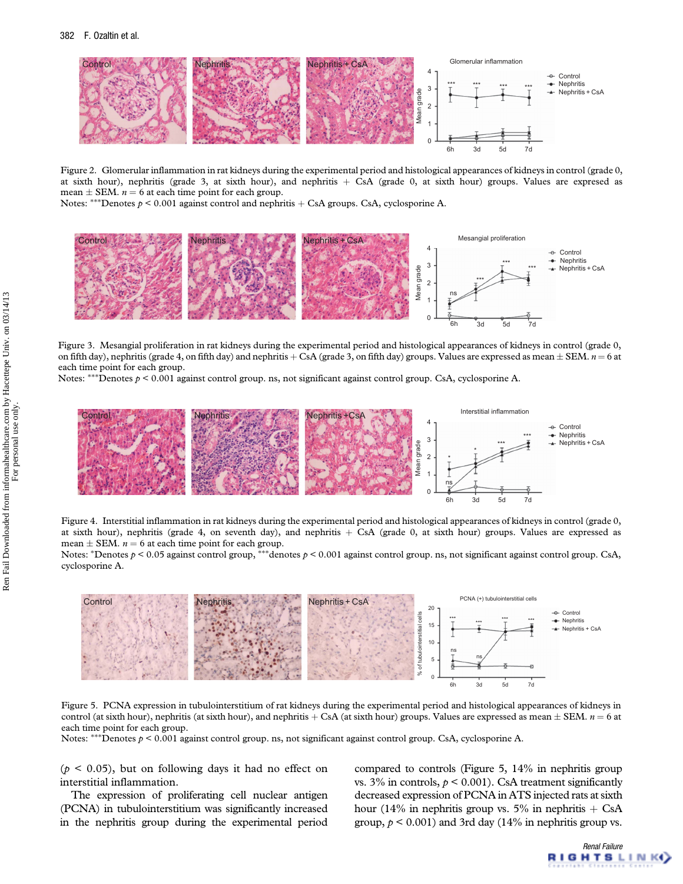Figure 2. Glomerular inflammation in rat kidneys during the experimental period and histological appearances of kidneys in control (grade 0, at sixth hour), nephritis (grade 3, at sixth hour), and nephritis + CsA (grade 0, at sixth hour) groups. Values are expresed as mean ± SEM. $n = 6$ at each time point for each group.
Notes: ***Denotes $p < 0.001$ against control and nephritis + CsA groups. CsA, cyclosporine A.

Figure 3. Mesangial proliferation in rat kidneys during the experimental period and histological appearances of kidneys in control (grade 0, on fifth day), nephritis (grade 4, on fifth day) and nephritis + CsA (grade 3, on fifth day) groups. Values are expressed as mean ± SEM. $n = 6$ at each time point for each group.
Notes: ***Denotes $p < 0.001$ against control group. ns, not significant against control group. CsA, cyclosporine A.

Figure 4. Interstitial inflammation in rat kidneys during the experimental period and histological appearances of kidneys in control (grade 0, at sixth hour), nephritis (grade 4, on seventh day), and nephritis + CsA (grade 0, at sixth hour) groups. Values are expressed as mean ± SEM. $n = 6$ at each time point for each group.
Notes: *Denotes $p < 0.05$ against control group, ***denotes $p < 0.001$ against control group. ns, not significant against control group. CsA, cyclosporine A.

Figure 5. PCNA expression in tubulointerstitium of rat kidneys during the experimental period and histological appearances of kidneys in control (at sixth hour), nephritis (at sixth hour), and nephritis + CsA (at sixth hour) groups. Values are expressed as mean ± SEM. $n = 6$ at each time point for each group.
Notes: ***Denotes $p < 0.001$ against control group. ns, not significant against control group. CsA, cyclosporine A.

($p < 0.05$), but on following days it had no effect on interstitial inflammation.

The expression of proliferating cell nuclear antigen (PCNA) in tubulointerstitium was significantly increased in the nephritis group during the experimental period compared to controls (Figure 5, 14% in nephritis group vs. 3% in controls, $p < 0.001$). CsA treatment significantly decreased expression of PCNA in ATS injected rats at sixth hour (14% in nephritis group vs. 5% in nephritis + CsA group, $p < 0.001$) and 3rd day (14% in nephritis group vs.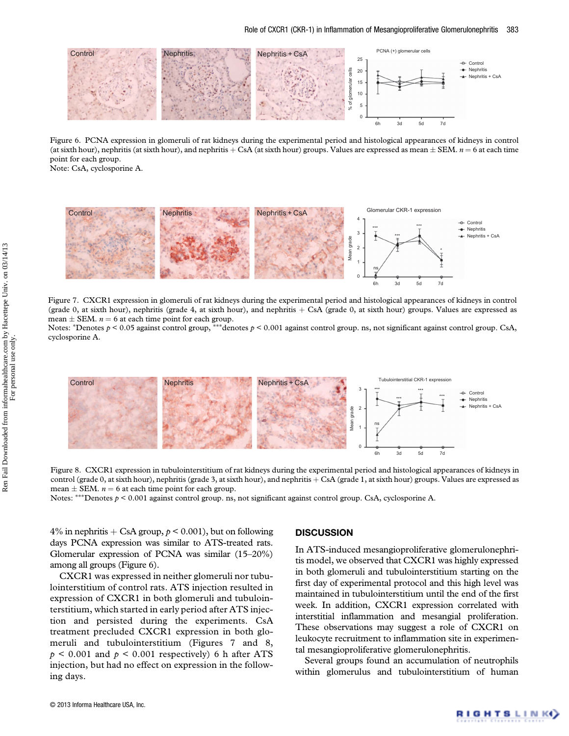Figure 6. PCNA expression in glomeruli of rat kidneys during the experimental period and histological appearances of kidneys in control (at sixth hour), nephritis (at sixth hour), and nephritis + CsA (at sixth hour) groups. Values are expressed as mean ± SEM. $n = 6$ at each time point for each group.
Note: CsA, cyclosporine A.

Figure 7. CXCR1 expression in glomeruli of rat kidneys during the experimental period and histological appearances of kidneys in control (grade 0, at sixth hour), nephritis (grade 4, at sixth hour), and nephritis + CsA (grade 0, at sixth hour) groups. Values are expressed as mean ± SEM. $n = 6$ at each time point for each group.
Notes: *Denotes $p < 0.05$ against control group, ***denotes $p < 0.001$ against control group. ns, not significant against control group. CsA, cyclosporine A.

Figure 8. CXCR1 expression in tubulointerstitium of rat kidneys during the experimental period and histological appearances of kidneys in control (grade 0, at sixth hour), nephritis (grade 3, at sixth hour), and nephritis + CsA (grade 1, at sixth hour) groups. Values are expressed as mean ± SEM. $n = 6$ at each time point for each group.
Notes: ***Denotes $p < 0.001$ against control group. ns, not significant against control group. CsA, cyclosporine A.

4% in nephritis + CsA group, $p < 0.001$), but on following days PCNA expression was similar to ATS-treated rats. Glomerular expression of PCNA was similar (15–20%) among all groups (Figure 6).

CXCR1 was expressed in neither glomeruli nor tubulointerstitium of control rats. ATS injection resulted in expression of CXCR1 in both glomeruli and tubulointerstitium, which started in early period after ATS injection and persisted during the experiments. CsA treatment precluded CXCR1 expression in both glomeruli and tubulointerstitium (Figures 7 and 8, $p < 0.001$ and $p < 0.001$ respectively) 6 h after ATS injection, but had no effect on expression in the following days.

## DISCUSSION

In ATS-induced mesangioproliferative glomerulonephritis model, we observed that CXCR1 was highly expressed in both glomeruli and tubulointerstitium starting on the first day of experimental protocol and this high level was maintained in tubulointerstitium until the end of the first week. In addition, CXCR1 expression correlated with interstitial inflammation and mesangial proliferation. These observations may suggest a role of CXCR1 on leukocyte recruitment to inflammation site in experimental mesangioproliferative glomerulonephritis.

Several groups found an accumulation of neutrophils within glomerulus and tubulointerstitium of human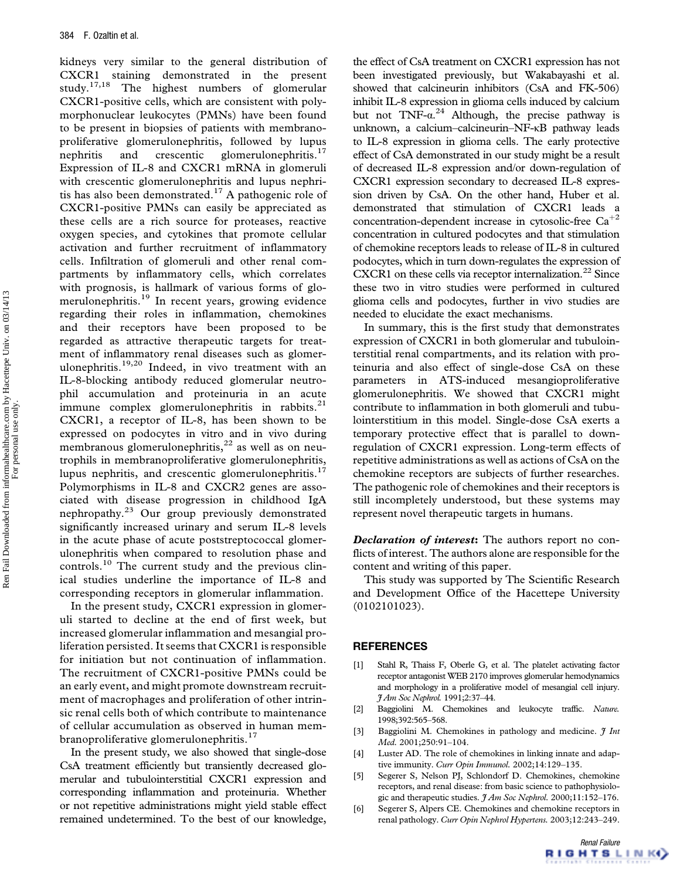kidneys very similar to the general distribution of CXCR1 staining demonstrated in the present study.[17,18] The highest numbers of glomerular CXCR1-positive cells, which are consistent with polymorphonuclear leukocytes (PMNs) have been found to be present in biopsies of patients with membranoproliferative glomerulonephritis, followed by lupus nephritis and crescentic glomerulonephritis.[17] Expression of IL-8 and CXCR1 mRNA in glomeruli with crescentic glomerulonephritis and lupus nephritis has also been demonstrated.[17] A pathogenic role of CXCR1-positive PMNs can easily be appreciated as these cells are a rich source for proteases, reactive oxygen species, and cytokines that promote cellular activation and further recruitment of inflammatory cells. Infiltration of glomeruli and other renal compartments by inflammatory cells, which correlates with prognosis, is hallmark of various forms of glomerulonephritis.[19] In recent years, growing evidence regarding their roles in inflammation, chemokines and their receptors have been proposed to be regarded as attractive therapeutic targets for treatment of inflammatory renal diseases such as glomerulonephritis.[19,20] Indeed, in vivo treatment with an IL-8-blocking antibody reduced glomerular neutrophil accumulation and proteinuria in an acute immune complex glomerulonephritis in rabbits.[21] CXCR1, a receptor of IL-8, has been shown to be expressed on podocytes in vitro and in vivo during membranous glomerulonephritis,[22] as well as on neutrophils in membranoproliferative glomerulonephritis, lupus nephritis, and crescentic glomerulonephritis.[17] Polymorphisms in IL-8 and CXCR2 genes are associated with disease progression in childhood IgA nephropathy.[23] Our group previously demonstrated significantly increased urinary and serum IL-8 levels in the acute phase of acute poststreptococcal glomerulonephritis when compared to resolution phase and controls.[10] The current study and the previous clinical studies underline the importance of IL-8 and corresponding receptors in glomerular inflammation.

In the present study, CXCR1 expression in glomeruli started to decline at the end of first week, but increased glomerular inflammation and mesangial proliferation persisted. It seems that CXCR1 is responsible for initiation but not continuation of inflammation. The recruitment of CXCR1-positive PMNs could be an early event, and might promote downstream recruitment of macrophages and proliferation of other intrinsic renal cells both of which contribute to maintenance of cellular accumulation as observed in human membranoproliferative glomerulonephritis.[17]

In the present study, we also showed that single-dose CsA treatment efficiently but transiently decreased glomerular and tubulointerstitial CXCR1 expression and corresponding inflammation and proteinuria. Whether or not repetitive administrations might yield stable effect remained undetermined. To the best of our knowledge, the effect of CsA treatment on CXCR1 expression has not been investigated previously, but Wakabayashi et al. showed that calcineurin inhibitors (CsA and FK-506) inhibit IL-8 expression in glioma cells induced by calcium but not TNF-α.[24] Although, the precise pathway is unknown, a calcium–calcineurin–NF-κB pathway leads to IL-8 expression in glioma cells. The early protective effect of CsA demonstrated in our study might be a result of decreased IL-8 expression and/or down-regulation of CXCR1 expression secondary to decreased IL-8 expression driven by CsA. On the other hand, Huber et al. demonstrated that stimulation of CXCR1 leads a concentration-dependent increase in cytosolic-free $Ca^{+2}$ concentration in cultured podocytes and that stimulation of chemokine receptors leads to release of IL-8 in cultured podocytes, which in turn down-regulates the expression of CXCR1 on these cells via receptor internalization.[22] Since these two in vitro studies were performed in cultured glioma cells and podocytes, further in vivo studies are needed to elucidate the exact mechanisms.

In summary, this is the first study that demonstrates expression of CXCR1 in both glomerular and tubulointerstitial renal compartments, and its relation with proteinuria and also effect of single-dose CsA on these parameters in ATS-induced mesangioproliferative glomerulonephritis. We showed that CXCR1 might contribute to inflammation in both glomeruli and tubulointerstitium in this model. Single-dose CsA exerts a temporary protective effect that is parallel to down-regulation of CXCR1 expression. Long-term effects of repetitive administrations as well as actions of CsA on the chemokine receptors are subjects of further researches. The pathogenic role of chemokines and their receptors is still incompletely understood, but these systems may represent novel therapeutic targets in humans.

***Declaration of interest*:** The authors report no conflicts of interest. The authors alone are responsible for the content and writing of this paper.

This study was supported by The Scientific Research and Development Office of the Hacettepe University (0102101023).

## REFERENCES

[1] Stahl R, Thaiss F, Oberle G, et al. The platelet activating factor receptor antagonist WEB 2170 improves glomerular hemodynamics and morphology in a proliferative model of mesangial cell injury. *J Am Soc Nephrol.* 1991;2:37–44.

[2] Baggiolini M. Chemokines and leukocyte traffic. *Nature.* 1998;392:565–568.

[3] Baggiolini M. Chemokines in pathology and medicine. *J Int Med.* 2001;250:91–104.

[4] Luster AD. The role of chemokines in linking innate and adaptive immunity. *Curr Opin Immunol.* 2002;14:129–135.

[5] Segerer S, Nelson PJ, Schlondorf D. Chemokines, chemokine receptors, and renal disease: from basic science to pathophysiologic and therapeutic studies. *J Am Soc Nephrol.* 2000;11:152–176.

[6] Segerer S, Alpers CE. Chemokines and chemokine receptors in renal pathology. *Curr Opin Nephrol Hypertens.* 2003;12:243–249.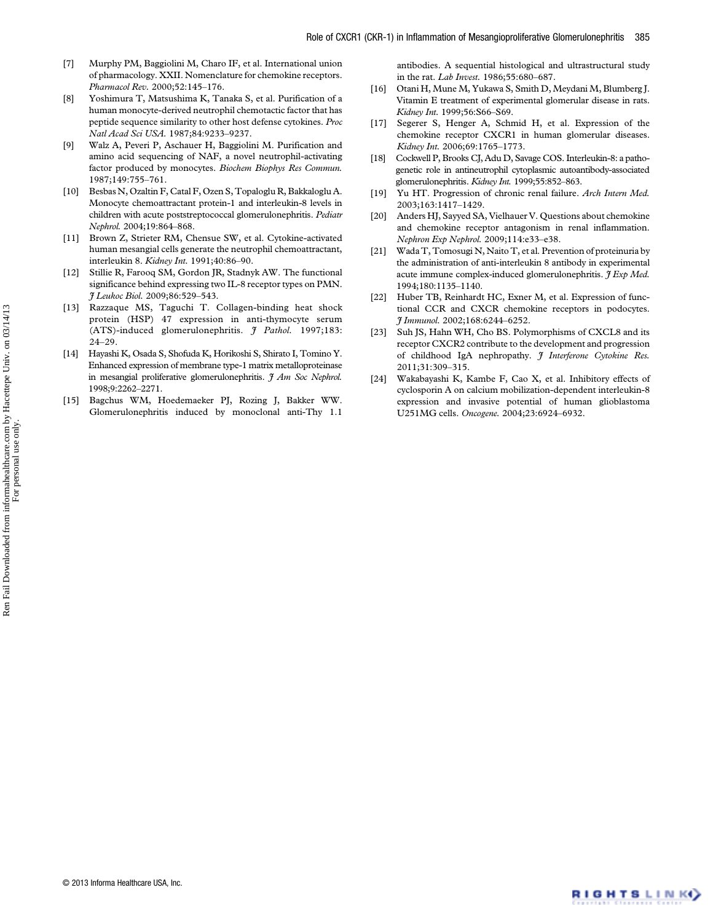[7] Murphy PM, Baggiolini M, Charo IF, et al. International union of pharmacology. XXII. Nomenclature for chemokine receptors. *Pharmacol Rev.* 2000;52:145–176.

[8] Yoshimura T, Matsushima K, Tanaka S, et al. Purification of a human monocyte-derived neutrophil chemotactic factor that has peptide sequence similarity to other host defense cytokines. *Proc Natl Acad Sci USA.* 1987;84:9233–9237.

[9] Walz A, Peveri P, Aschauer H, Baggiolini M. Purification and amino acid sequencing of NAF, a novel neutrophil-activating factor produced by monocytes. *Biochem Biophys Res Commun.* 1987;149:755–761.

[10] Besbas N, Ozaltin F, Catal F, Ozen S, Topaloglu R, Bakkaloglu A. Monocyte chemoattractant protein-1 and interleukin-8 levels in children with acute poststreptococcal glomerulonephritis. *Pediatr Nephrol.* 2004;19:864–868.

[11] Brown Z, Strieter RM, Chensue SW, et al. Cytokine-activated human mesangial cells generate the neutrophil chemoattractant, interleukin 8. *Kidney Int.* 1991;40:86–90.

[12] Stillie R, Farooq SM, Gordon JR, Stadnyk AW. The functional significance behind expressing two IL-8 receptor types on PMN. *J Leukoc Biol.* 2009;86:529–543.

[13] Razzaque MS, Taguchi T. Collagen-binding heat shock protein (HSP) 47 expression in anti-thymocyte serum (ATS)-induced glomerulonephritis. *J Pathol.* 1997;183:24–29.

[14] Hayashi K, Osada S, Shofuda K, Horikoshi S, Shirato I, Tomino Y. Enhanced expression of membrane type-1 matrix metalloproteinase in mesangial proliferative glomerulonephritis. *J Am Soc Nephrol.* 1998;9:2262–2271.

[15] Bagchus WM, Hoedemaeker PJ, Rozing J, Bakker WW. Glomerulonephritis induced by monoclonal anti-Thy 1.1 antibodies. A sequential histological and ultrastructural study in the rat. *Lab Invest.* 1986;55:680–687.

[16] Otani H, Mune M, Yukawa S, Smith D, Meydani M, Blumberg J. Vitamin E treatment of experimental glomerular disease in rats. *Kidney Int.* 1999;56:S66–S69.

[17] Segerer S, Henger A, Schmid H, et al. Expression of the chemokine receptor CXCR1 in human glomerular diseases. *Kidney Int.* 2006;69:1765–1773.

[18] Cockwell P, Brooks CJ, Adu D, Savage COS. Interleukin-8: a pathogenetic role in antineutrophil cytoplasmic autoantibody-associated glomerulonephritis. *Kidney Int.* 1999;55:852–863.

[19] Yu HT. Progression of chronic renal failure. *Arch Intern Med.* 2003;163:1417–1429.

[20] Anders HJ, Sayyed SA, Vielhauer V. Questions about chemokine and chemokine receptor antagonism in renal inflammation. *Nephron Exp Nephrol.* 2009;114:e33–e38.

[21] Wada T, Tomosugi N, Naito T, et al. Prevention of proteinuria by the administration of anti-interleukin 8 antibody in experimental acute immune complex-induced glomerulonephritis. *J Exp Med.* 1994;180:1135–1140.

[22] Huber TB, Reinhardt HC, Exner M, et al. Expression of functional CCR and CXCR chemokine receptors in podocytes. *J Immunol.* 2002;168:6244–6252.

[23] Suh JS, Hahn WH, Cho BS. Polymorphisms of CXCL8 and its receptor CXCR2 contribute to the development and progression of childhood IgA nephropathy. *J Interferone Cytokine Res.* 2011;31:309–315.

[24] Wakabayashi K, Kambe F, Cao X, et al. Inhibitory effects of cyclosporin A on calcium mobilization-dependent interleukin-8 expression and invasive potential of human glioblastoma U251MG cells. *Oncogene.* 2004;23:6924–6932.